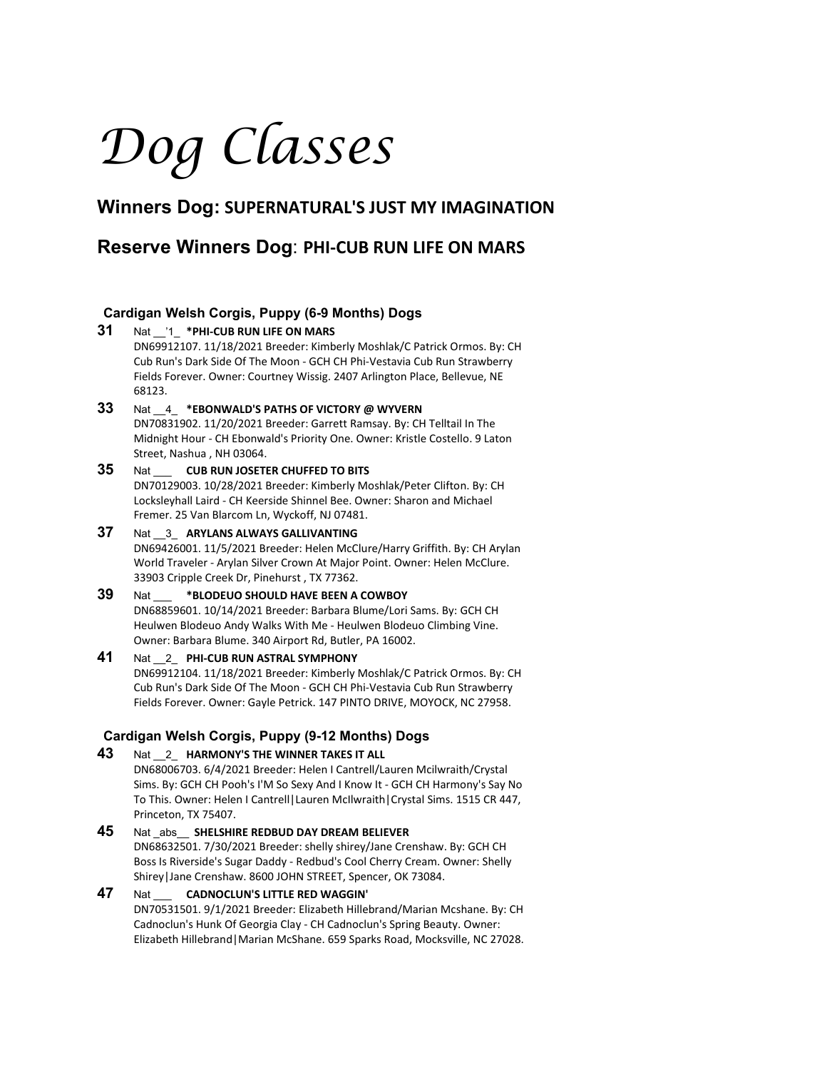# *Dog Classes*

## Winners Dog: SUPERNATURAL'S JUST MY IMAGINATION

## Reserve Winners Dog: PHI-CUB RUN LIFE ON MARS

### Cardigan Welsh Corgis, Puppy (6-9 Months) Dogs

**31** Nat __'1_ **\*PHI-CUB RUN LIFE ON MARS**
DN69912107. 11/18/2021 Breeder: Kimberly Moshlak/C Patrick Ormos. By: CH Cub Run's Dark Side Of The Moon - GCH CH Phi-Vestavia Cub Run Strawberry Fields Forever. Owner: Courtney Wissig. 2407 Arlington Place, Bellevue, NE 68123.

**33** Nat __4_ **\*EBONWALD'S PATHS OF VICTORY @ WYVERN**
DN70831902. 11/20/2021 Breeder: Garrett Ramsay. By: CH Telltail In The Midnight Hour - CH Ebonwald's Priority One. Owner: Kristle Costello. 9 Laton Street, Nashua , NH 03064.

**35** Nat ___ **CUB RUN JOSETER CHUFFED TO BITS**
DN70129003. 10/28/2021 Breeder: Kimberly Moshlak/Peter Clifton. By: CH Locksleyhall Laird - CH Keerside Shinnel Bee. Owner: Sharon and Michael Fremer. 25 Van Blarcom Ln, Wyckoff, NJ 07481.

**37** Nat __3_ **ARYLANS ALWAYS GALLIVANTING**
DN69426001. 11/5/2021 Breeder: Helen McClure/Harry Griffith. By: CH Arylan World Traveler - Arylan Silver Crown At Major Point. Owner: Helen McClure. 33903 Cripple Creek Dr, Pinehurst , TX 77362.

**39** Nat ___ **\*BLODEUO SHOULD HAVE BEEN A COWBOY**
DN68859601. 10/14/2021 Breeder: Barbara Blume/Lori Sams. By: GCH CH Heulwen Blodeuo Andy Walks With Me - Heulwen Blodeuo Climbing Vine. Owner: Barbara Blume. 340 Airport Rd, Butler, PA 16002.

**41** Nat __2_ **PHI-CUB RUN ASTRAL SYMPHONY**
DN69912104. 11/18/2021 Breeder: Kimberly Moshlak/C Patrick Ormos. By: CH Cub Run's Dark Side Of The Moon - GCH CH Phi-Vestavia Cub Run Strawberry Fields Forever. Owner: Gayle Petrick. 147 PINTO DRIVE, MOYOCK, NC 27958.

### Cardigan Welsh Corgis, Puppy (9-12 Months) Dogs

**43** Nat __2_ **HARMONY'S THE WINNER TAKES IT ALL**
DN68006703. 6/4/2021 Breeder: Helen I Cantrell/Lauren Mcilwraith/Crystal Sims. By: GCH CH Pooh's I'M So Sexy And I Know It - GCH CH Harmony's Say No To This. Owner: Helen I Cantrell|Lauren McIlwraith|Crystal Sims. 1515 CR 447, Princeton, TX 75407.

**45** Nat _abs__ **SHELSHIRE REDBUD DAY DREAM BELIEVER**
DN68632501. 7/30/2021 Breeder: shelly shirey/Jane Crenshaw. By: GCH CH Boss Is Riverside's Sugar Daddy - Redbud's Cool Cherry Cream. Owner: Shelly Shirey|Jane Crenshaw. 8600 JOHN STREET, Spencer, OK 73084.

**47** Nat ___ **CADNOCLUN'S LITTLE RED WAGGIN'**
DN70531501. 9/1/2021 Breeder: Elizabeth Hillebrand/Marian Mcshane. By: CH Cadnoclun's Hunk Of Georgia Clay - CH Cadnoclun's Spring Beauty. Owner: Elizabeth Hillebrand|Marian McShane. 659 Sparks Road, Mocksville, NC 27028.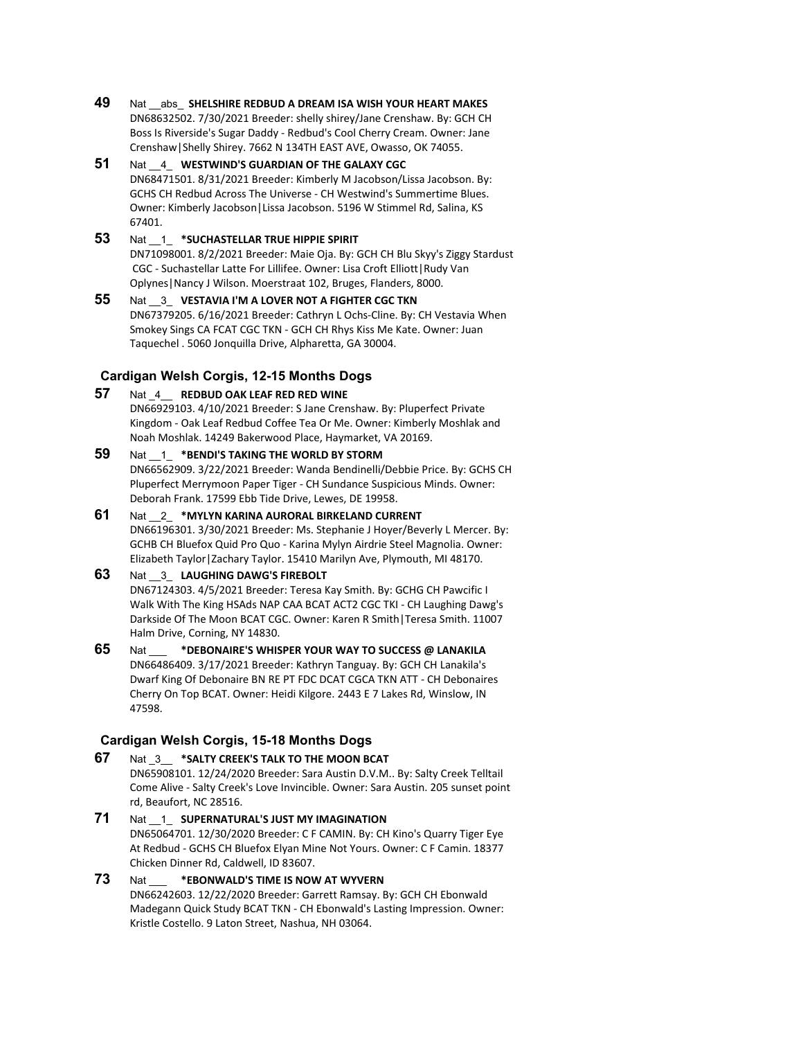**49** Nat \_\_abs\_ **SHELSHIRE REDBUD A DREAM ISA WISH YOUR HEART MAKES**
DN68632502. 7/30/2021 Breeder: shelly shirey/Jane Crenshaw. By: GCH CH Boss Is Riverside's Sugar Daddy - Redbud's Cool Cherry Cream. Owner: Jane Crenshaw|Shelly Shirey. 7662 N 134TH EAST AVE, Owasso, OK 74055.

**51** Nat \_\_4\_ **WESTWIND'S GUARDIAN OF THE GALAXY CGC**
DN68471501. 8/31/2021 Breeder: Kimberly M Jacobson/Lissa Jacobson. By: GCHS CH Redbud Across The Universe - CH Westwind's Summertime Blues. Owner: Kimberly Jacobson|Lissa Jacobson. 5196 W Stimmel Rd, Salina, KS 67401.

**53** Nat \_\_1\_ **\*SUCHASTELLAR TRUE HIPPIE SPIRIT**
DN71098001. 8/2/2021 Breeder: Maie Oja. By: GCH CH Blu Skyy's Ziggy Stardust CGC - Suchastellar Latte For Lillifee. Owner: Lisa Croft Elliott|Rudy Van Oplynes|Nancy J Wilson. Moerstraat 102, Bruges, Flanders, 8000.

**55** Nat \_\_3\_ **VESTAVIA I'M A LOVER NOT A FIGHTER CGC TKN**
DN67379205. 6/16/2021 Breeder: Cathryn L Ochs-Cline. By: CH Vestavia When Smokey Sings CA FCAT CGC TKN - GCH CH Rhys Kiss Me Kate. Owner: Juan Taquechel . 5060 Jonquilla Drive, Alpharetta, GA 30004.

### Cardigan Welsh Corgis, 12-15 Months Dogs

**57** Nat \_4\_\_ **REDBUD OAK LEAF RED RED WINE**
DN66929103. 4/10/2021 Breeder: S Jane Crenshaw. By: Pluperfect Private Kingdom - Oak Leaf Redbud Coffee Tea Or Me. Owner: Kimberly Moshlak and Noah Moshlak. 14249 Bakerwood Place, Haymarket, VA 20169.

**59** Nat \_\_1\_ **\*BENDI'S TAKING THE WORLD BY STORM**
DN66562909. 3/22/2021 Breeder: Wanda Bendinelli/Debbie Price. By: GCHS CH Pluperfect Merrymoon Paper Tiger - CH Sundance Suspicious Minds. Owner: Deborah Frank. 17599 Ebb Tide Drive, Lewes, DE 19958.

**61** Nat \_\_2\_ **\*MYLYN KARINA AURORAL BIRKELAND CURRENT**
DN66196301. 3/30/2021 Breeder: Ms. Stephanie J Hoyer/Beverly L Mercer. By: GCHB CH Bluefox Quid Pro Quo - Karina Mylyn Airdrie Steel Magnolia. Owner: Elizabeth Taylor|Zachary Taylor. 15410 Marilyn Ave, Plymouth, MI 48170.

**63** Nat \_\_3\_ **LAUGHING DAWG'S FIREBOLT**
DN67124303. 4/5/2021 Breeder: Teresa Kay Smith. By: GCHG CH Pawcific I Walk With The King HSAds NAP CAA BCAT ACT2 CGC TKI - CH Laughing Dawg's Darkside Of The Moon BCAT CGC. Owner: Karen R Smith|Teresa Smith. 11007 Halm Drive, Corning, NY 14830.

**65** Nat \_\_\_ **\*DEBONAIRE'S WHISPER YOUR WAY TO SUCCESS @ LANAKILA**
DN66486409. 3/17/2021 Breeder: Kathryn Tanguay. By: GCH CH Lanakila's Dwarf King Of Debonaire BN RE PT FDC DCAT CGCA TKN ATT - CH Debonaires Cherry On Top BCAT. Owner: Heidi Kilgore. 2443 E 7 Lakes Rd, Winslow, IN 47598.

### Cardigan Welsh Corgis, 15-18 Months Dogs

**67** Nat \_3\_\_ **\*SALTY CREEK'S TALK TO THE MOON BCAT**
DN65908101. 12/24/2020 Breeder: Sara Austin D.V.M.. By: Salty Creek Telltail Come Alive - Salty Creek's Love Invincible. Owner: Sara Austin. 205 sunset point rd, Beaufort, NC 28516.

**71** Nat \_\_1\_ **SUPERNATURAL'S JUST MY IMAGINATION**
DN65064701. 12/30/2020 Breeder: C F CAMIN. By: CH Kino's Quarry Tiger Eye At Redbud - GCHS CH Bluefox Elyan Mine Not Yours. Owner: C F Camin. 18377 Chicken Dinner Rd, Caldwell, ID 83607.

**73** Nat \_\_\_ **\*EBONWALD'S TIME IS NOW AT WYVERN**
DN66242603. 12/22/2020 Breeder: Garrett Ramsay. By: GCH CH Ebonwald Madegann Quick Study BCAT TKN - CH Ebonwald's Lasting Impression. Owner: Kristle Costello. 9 Laton Street, Nashua, NH 03064.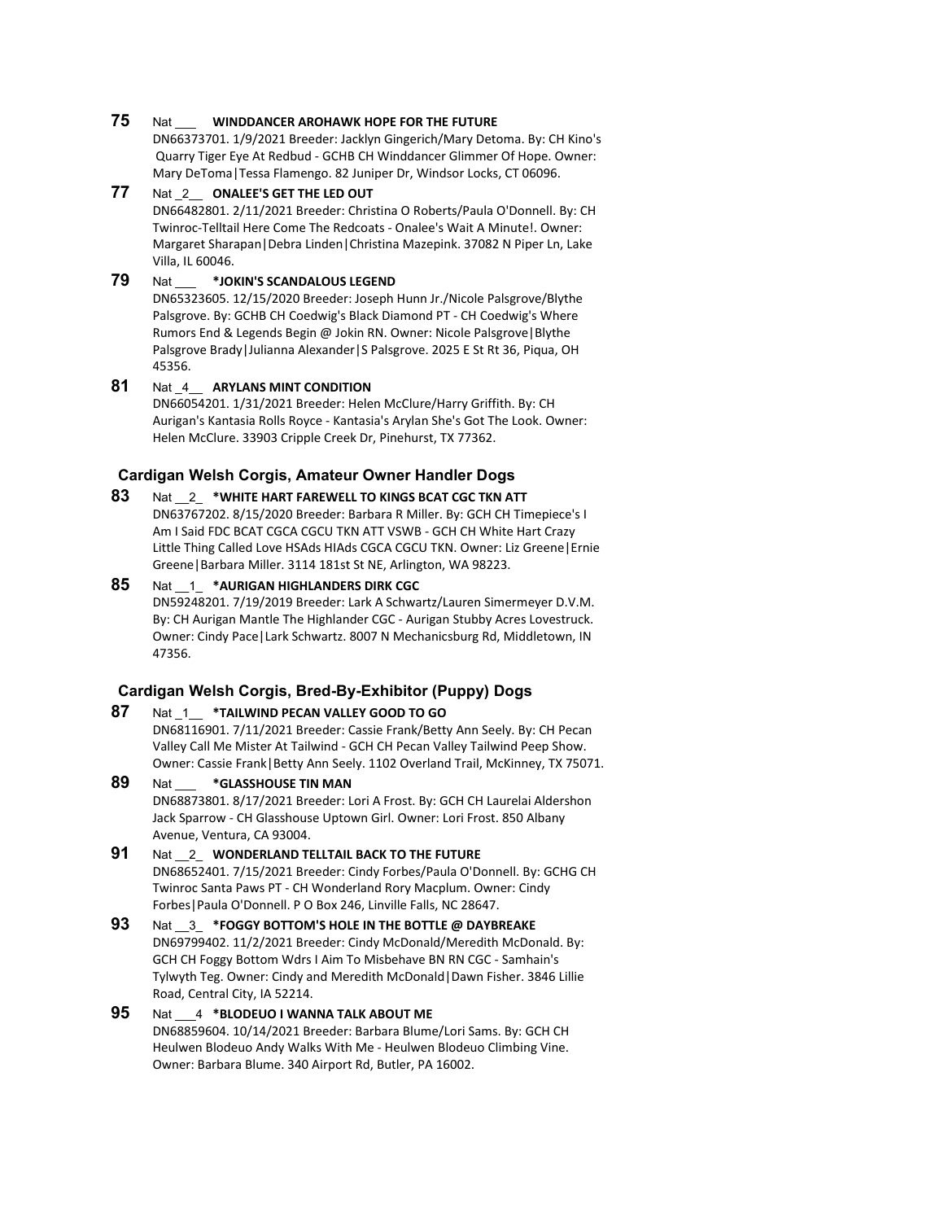**75** Nat ___ **WINDDANCER AROHAWK HOPE FOR THE FUTURE**
DN66373701. 1/9/2021 Breeder: Jacklyn Gingerich/Mary Detoma. By: CH Kino's Quarry Tiger Eye At Redbud - GCHB CH Winddancer Glimmer Of Hope. Owner: Mary DeToma|Tessa Flamengo. 82 Juniper Dr, Windsor Locks, CT 06096.

**77** Nat _2__ **ONALEE'S GET THE LED OUT**
DN66482801. 2/11/2021 Breeder: Christina O Roberts/Paula O'Donnell. By: CH Twinroc-Telltail Here Come The Redcoats - Onalee's Wait A Minute!. Owner: Margaret Sharapan|Debra Linden|Christina Mazepink. 37082 N Piper Ln, Lake Villa, IL 60046.

**79** Nat ___ ***JOKIN'S SCANDALOUS LEGEND**
DN65323605. 12/15/2020 Breeder: Joseph Hunn Jr./Nicole Palsgrove/Blythe Palsgrove. By: GCHB CH Coedwig's Black Diamond PT - CH Coedwig's Where Rumors End & Legends Begin @ Jokin RN. Owner: Nicole Palsgrove|Blythe Palsgrove Brady|Julianna Alexander|S Palsgrove. 2025 E St Rt 36, Piqua, OH 45356.

**81** Nat _4__ **ARYLANS MINT CONDITION**
DN66054201. 1/31/2021 Breeder: Helen McClure/Harry Griffith. By: CH Aurigan's Kantasia Rolls Royce - Kantasia's Arylan She's Got The Look. Owner: Helen McClure. 33903 Cripple Creek Dr, Pinehurst, TX 77362.

### Cardigan Welsh Corgis, Amateur Owner Handler Dogs

**83** Nat __2_ ***WHITE HART FAREWELL TO KINGS BCAT CGC TKN ATT**
DN63767202. 8/15/2020 Breeder: Barbara R Miller. By: GCH CH Timepiece's I Am I Said FDC BCAT CGCA CGCU TKN ATT VSWB - GCH CH White Hart Crazy Little Thing Called Love HSAds HIAds CGCA CGCU TKN. Owner: Liz Greene|Ernie Greene|Barbara Miller. 3114 181st St NE, Arlington, WA 98223.

**85** Nat __1_ ***AURIGAN HIGHLANDERS DIRK CGC**
DN59248201. 7/19/2019 Breeder: Lark A Schwartz/Lauren Simermeyer D.V.M. By: CH Aurigan Mantle The Highlander CGC - Aurigan Stubby Acres Lovestruck. Owner: Cindy Pace|Lark Schwartz. 8007 N Mechanicsburg Rd, Middletown, IN 47356.

### Cardigan Welsh Corgis, Bred-By-Exhibitor (Puppy) Dogs

**87** Nat _1__ ***TAILWIND PECAN VALLEY GOOD TO GO**
DN68116901. 7/11/2021 Breeder: Cassie Frank/Betty Ann Seely. By: CH Pecan Valley Call Me Mister At Tailwind - GCH CH Pecan Valley Tailwind Peep Show. Owner: Cassie Frank|Betty Ann Seely. 1102 Overland Trail, McKinney, TX 75071.

**89** Nat ___ ***GLASSHOUSE TIN MAN**
DN68873801. 8/17/2021 Breeder: Lori A Frost. By: GCH CH Laurelai Aldershon Jack Sparrow - CH Glasshouse Uptown Girl. Owner: Lori Frost. 850 Albany Avenue, Ventura, CA 93004.

**91** Nat __2_ **WONDERLAND TELLTAIL BACK TO THE FUTURE**
DN68652401. 7/15/2021 Breeder: Cindy Forbes/Paula O'Donnell. By: GCHG CH Twinroc Santa Paws PT - CH Wonderland Rory Macplum. Owner: Cindy Forbes|Paula O'Donnell. P O Box 246, Linville Falls, NC 28647.

**93** Nat __3_ ***FOGGY BOTTOM'S HOLE IN THE BOTTLE @ DAYBREAKE**
DN69799402. 11/2/2021 Breeder: Cindy McDonald/Meredith McDonald. By: GCH CH Foggy Bottom Wdrs I Aim To Misbehave BN RN CGC - Samhain's Tylwyth Teg. Owner: Cindy and Meredith McDonald|Dawn Fisher. 3846 Lillie Road, Central City, IA 52214.

**95** Nat ___4 ***BLODEUO I WANNA TALK ABOUT ME**
DN68859604. 10/14/2021 Breeder: Barbara Blume/Lori Sams. By: GCH CH Heulwen Blodeuo Andy Walks With Me - Heulwen Blodeuo Climbing Vine. Owner: Barbara Blume. 340 Airport Rd, Butler, PA 16002.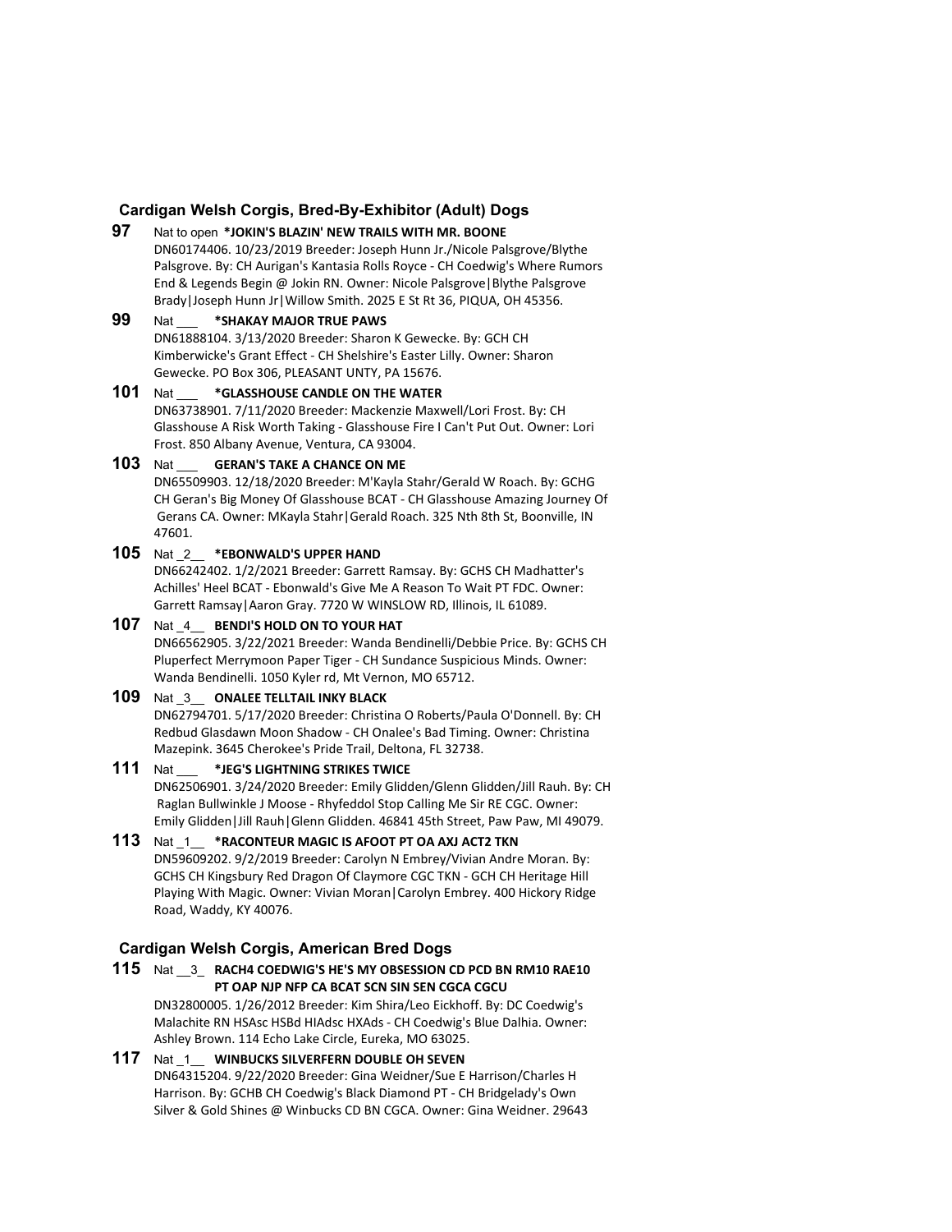## Cardigan Welsh Corgis, Bred-By-Exhibitor (Adult) Dogs

**97** Nat to open **\*JOKIN'S BLAZIN' NEW TRAILS WITH MR. BOONE**
DN60174406. 10/23/2019 Breeder: Joseph Hunn Jr./Nicole Palsgrove/Blythe Palsgrove. By: CH Aurigan's Kantasia Rolls Royce - CH Coedwig's Where Rumors End & Legends Begin @ Jokin RN. Owner: Nicole Palsgrove|Blythe Palsgrove Brady|Joseph Hunn Jr|Willow Smith. 2025 E St Rt 36, PIQUA, OH 45356.

**99** Nat ___ **\*SHAKAY MAJOR TRUE PAWS**
DN61888104. 3/13/2020 Breeder: Sharon K Gewecke. By: GCH CH Kimberwicke's Grant Effect - CH Shelshire's Easter Lilly. Owner: Sharon Gewecke. PO Box 306, PLEASANT UNTY, PA 15676.

**101** Nat ___ **\*GLASSHOUSE CANDLE ON THE WATER**
DN63738901. 7/11/2020 Breeder: Mackenzie Maxwell/Lori Frost. By: CH Glasshouse A Risk Worth Taking - Glasshouse Fire I Can't Put Out. Owner: Lori Frost. 850 Albany Avenue, Ventura, CA 93004.

**103** Nat ___ **GERAN'S TAKE A CHANCE ON ME**
DN65509903. 12/18/2020 Breeder: M'Kayla Stahr/Gerald W Roach. By: GCHG CH Geran's Big Money Of Glasshouse BCAT - CH Glasshouse Amazing Journey Of Gerans CA. Owner: MKayla Stahr|Gerald Roach. 325 Nth 8th St, Boonville, IN 47601.

**105** Nat _2__ **\*EBONWALD'S UPPER HAND**
DN66242402. 1/2/2021 Breeder: Garrett Ramsay. By: GCHS CH Madhatter's Achilles' Heel BCAT - Ebonwald's Give Me A Reason To Wait PT FDC. Owner: Garrett Ramsay|Aaron Gray. 7720 W WINSLOW RD, Illinois, IL 61089.

**107** Nat _4__ **BENDI'S HOLD ON TO YOUR HAT**
DN66562905. 3/22/2021 Breeder: Wanda Bendinelli/Debbie Price. By: GCHS CH Pluperfect Merrymoon Paper Tiger - CH Sundance Suspicious Minds. Owner: Wanda Bendinelli. 1050 Kyler rd, Mt Vernon, MO 65712.

**109** Nat _3__ **ONALEE TELLTAIL INKY BLACK**
DN62794701. 5/17/2020 Breeder: Christina O Roberts/Paula O'Donnell. By: CH Redbud Glasdawn Moon Shadow - CH Onalee's Bad Timing. Owner: Christina Mazepink. 3645 Cherokee's Pride Trail, Deltona, FL 32738.

**111** Nat ___ **\*JEG'S LIGHTNING STRIKES TWICE**
DN62506901. 3/24/2020 Breeder: Emily Glidden/Glenn Glidden/Jill Rauh. By: CH Raglan Bullwinkle J Moose - Rhyfeddol Stop Calling Me Sir RE CGC. Owner: Emily Glidden|Jill Rauh|Glenn Glidden. 46841 45th Street, Paw Paw, MI 49079.

**113** Nat _1__ **\*RACONTEUR MAGIC IS AFOOT PT OA AXJ ACT2 TKN**
DN59609202. 9/2/2019 Breeder: Carolyn N Embrey/Vivian Andre Moran. By: GCHS CH Kingsbury Red Dragon Of Claymore CGC TKN - GCH CH Heritage Hill Playing With Magic. Owner: Vivian Moran|Carolyn Embrey. 400 Hickory Ridge Road, Waddy, KY 40076.

## Cardigan Welsh Corgis, American Bred Dogs

**115** Nat __3_ **RACH4 COEDWIG'S HE'S MY OBSESSION CD PCD BN RM10 RAE10 PT OAP NJP NFP CA BCAT SCN SIN SEN CGCA CGCU**
DN32800005. 1/26/2012 Breeder: Kim Shira/Leo Eickhoff. By: DC Coedwig's Malachite RN HSAsc HSBd HIAdsc HXAds - CH Coedwig's Blue Dalhia. Owner: Ashley Brown. 114 Echo Lake Circle, Eureka, MO 63025.

**117** Nat _1__ **WINBUCKS SILVERFERN DOUBLE OH SEVEN**
DN64315204. 9/22/2020 Breeder: Gina Weidner/Sue E Harrison/Charles H Harrison. By: GCHB CH Coedwig's Black Diamond PT - CH Bridgelady's Own Silver & Gold Shines @ Winbucks CD BN CGCA. Owner: Gina Weidner. 29643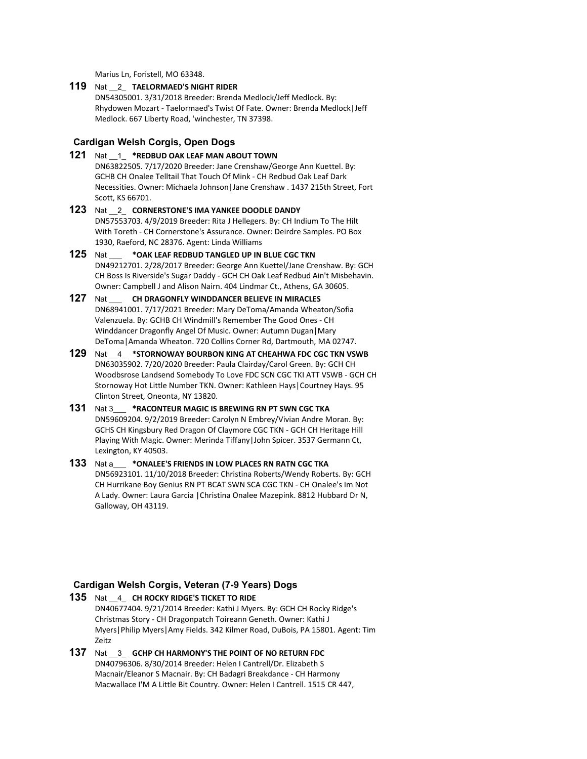Marius Ln, Foristell, MO 63348.

**119** Nat __2_ **TAELORMAED'S NIGHT RIDER**
DN54305001. 3/31/2018 Breeder: Brenda Medlock/Jeff Medlock. By: Rhydowen Mozart - Taelormaed's Twist Of Fate. Owner: Brenda Medlock|Jeff Medlock. 667 Liberty Road, 'winchester, TN 37398.

### Cardigan Welsh Corgis, Open Dogs

**121** Nat __1_ ***REDBUD OAK LEAF MAN ABOUT TOWN**
DN63822505. 7/17/2020 Breeder: Jane Crenshaw/George Ann Kuettel. By: GCHB CH Onalee Telltail That Touch Of Mink - CH Redbud Oak Leaf Dark Necessities. Owner: Michaela Johnson|Jane Crenshaw . 1437 215th Street, Fort Scott, KS 66701.

**123** Nat __2_ **CORNERSTONE'S IMA YANKEE DOODLE DANDY**
DN57553703. 4/9/2019 Breeder: Rita J Hellegers. By: CH Indium To The Hilt With Toreth - CH Cornerstone's Assurance. Owner: Deirdre Samples. PO Box 1930, Raeford, NC 28376. Agent: Linda Williams

**125** Nat ___ ***OAK LEAF REDBUD TANGLED UP IN BLUE CGC TKN**
DN49212701. 2/28/2017 Breeder: George Ann Kuettel/Jane Crenshaw. By: GCH CH Boss Is Riverside's Sugar Daddy - GCH CH Oak Leaf Redbud Ain't Misbehavin. Owner: Campbell J and Alison Nairn. 404 Lindmar Ct., Athens, GA 30605.

**127** Nat ___ **CH DRAGONFLY WINDDANCER BELIEVE IN MIRACLES**
DN68941001. 7/17/2021 Breeder: Mary DeToma/Amanda Wheaton/Sofia Valenzuela. By: GCHB CH Windmill's Remember The Good Ones - CH Winddancer Dragonfly Angel Of Music. Owner: Autumn Dugan|Mary DeToma|Amanda Wheaton. 720 Collins Corner Rd, Dartmouth, MA 02747.

**129** Nat __4_ ***STORNOWAY BOURBON KING AT CHEAHWA FDC CGC TKN VSWB**
DN63035902. 7/20/2020 Breeder: Paula Clairday/Carol Green. By: GCH CH Woodbsrose Landsend Somebody To Love FDC SCN CGC TKI ATT VSWB - GCH CH Stornoway Hot Little Number TKN. Owner: Kathleen Hays|Courtney Hays. 95 Clinton Street, Oneonta, NY 13820.

**131** Nat 3___ ***RACONTEUR MAGIC IS BREWING RN PT SWN CGC TKA**
DN59609204. 9/2/2019 Breeder: Carolyn N Embrey/Vivian Andre Moran. By: GCHS CH Kingsbury Red Dragon Of Claymore CGC TKN - GCH CH Heritage Hill Playing With Magic. Owner: Merinda Tiffany|John Spicer. 3537 Germann Ct, Lexington, KY 40503.

**133** Nat a___ ***ONALEE'S FRIENDS IN LOW PLACES RN RATN CGC TKA**
DN56923101. 11/10/2018 Breeder: Christina Roberts/Wendy Roberts. By: GCH CH Hurrikane Boy Genius RN PT BCAT SWN SCA CGC TKN - CH Onalee's Im Not A Lady. Owner: Laura Garcia |Christina Onalee Mazepink. 8812 Hubbard Dr N, Galloway, OH 43119.

### Cardigan Welsh Corgis, Veteran (7-9 Years) Dogs

**135** Nat __4_ **CH ROCKY RIDGE'S TICKET TO RIDE**
DN40677404. 9/21/2014 Breeder: Kathi J Myers. By: GCH CH Rocky Ridge's Christmas Story - CH Dragonpatch Toireann Geneth. Owner: Kathi J Myers|Philip Myers|Amy Fields. 342 Kilmer Road, DuBois, PA 15801. Agent: Tim Zeitz

**137** Nat __3_ **GCHP CH HARMONY'S THE POINT OF NO RETURN FDC**
DN40796306. 8/30/2014 Breeder: Helen I Cantrell/Dr. Elizabeth S Macnair/Eleanor S Macnair. By: CH Badagri Breakdance - CH Harmony Macwallace I'M A Little Bit Country. Owner: Helen I Cantrell. 1515 CR 447,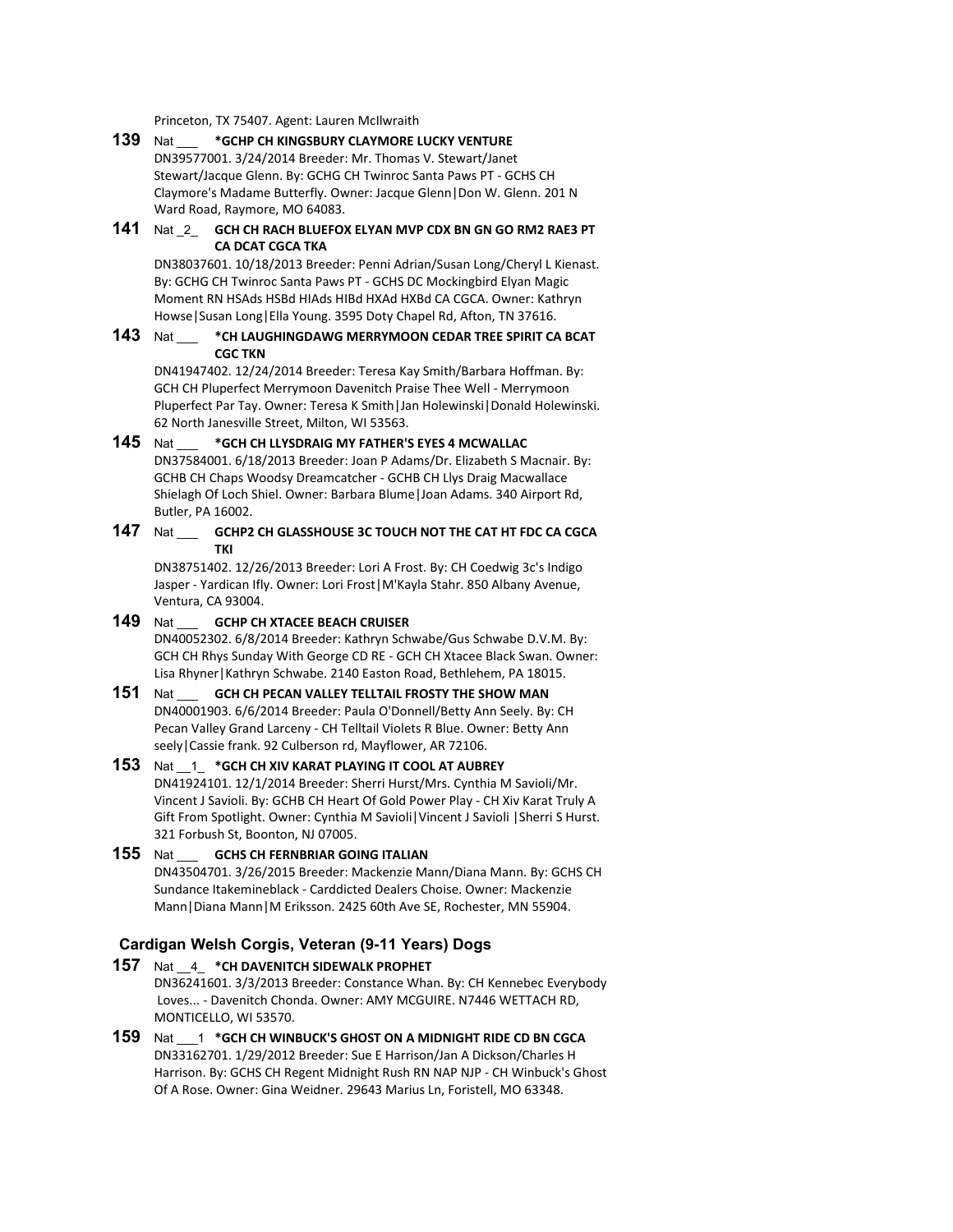Princeton, TX 75407. Agent: Lauren McIlwraith

**139** Nat ___ ***GCHP CH KINGSBURY CLAYMORE LUCKY VENTURE**
DN39577001. 3/24/2014 Breeder: Mr. Thomas V. Stewart/Janet Stewart/Jacque Glenn. By: GCHG CH Twinroc Santa Paws PT - GCHS CH Claymore's Madame Butterfly. Owner: Jacque Glenn|Don W. Glenn. 201 N Ward Road, Raymore, MO 64083.

**141** Nat _2_ **GCH CH RACH BLUEFOX ELYAN MVP CDX BN GN GO RM2 RAE3 PT CA DCAT CGCA TKA**
DN38037601. 10/18/2013 Breeder: Penni Adrian/Susan Long/Cheryl L Kienast. By: GCHG CH Twinroc Santa Paws PT - GCHS DC Mockingbird Elyan Magic Moment RN HSAds HSBd HIAds HIBd HXAd HXBd CA CGCA. Owner: Kathryn Howse|Susan Long|Ella Young. 3595 Doty Chapel Rd, Afton, TN 37616.

**143** Nat ___ ***CH LAUGHINGDAWG MERRYMOON CEDAR TREE SPIRIT CA BCAT CGC TKN**
DN41947402. 12/24/2014 Breeder: Teresa Kay Smith/Barbara Hoffman. By: GCH CH Pluperfect Merrymoon Davenitch Praise Thee Well - Merrymoon Pluperfect Par Tay. Owner: Teresa K Smith|Jan Holewinski|Donald Holewinski. 62 North Janesville Street, Milton, WI 53563.

**145** Nat ___ ***GCH CH LLYSDRAIG MY FATHER'S EYES 4 MCWALLAC**
DN37584001. 6/18/2013 Breeder: Joan P Adams/Dr. Elizabeth S Macnair. By: GCHB CH Chaps Woodsy Dreamcatcher - GCHB CH Llys Draig Macwallace Shielagh Of Loch Shiel. Owner: Barbara Blume|Joan Adams. 340 Airport Rd, Butler, PA 16002.

**147** Nat ___ **GCHP2 CH GLASSHOUSE 3C TOUCH NOT THE CAT HT FDC CA CGCA TKI**
DN38751402. 12/26/2013 Breeder: Lori A Frost. By: CH Coedwig 3c's Indigo Jasper - Yardican Ifly. Owner: Lori Frost|M'Kayla Stahr. 850 Albany Avenue, Ventura, CA 93004.

**149** Nat ___ **GCHP CH XTACEE BEACH CRUISER**
DN40052302. 6/8/2014 Breeder: Kathryn Schwabe/Gus Schwabe D.V.M. By: GCH CH Rhys Sunday With George CD RE - GCH CH Xtacee Black Swan. Owner: Lisa Rhyner|Kathryn Schwabe. 2140 Easton Road, Bethlehem, PA 18015.

**151** Nat ___ **GCH CH PECAN VALLEY TELLTAIL FROSTY THE SHOW MAN**
DN40001903. 6/6/2014 Breeder: Paula O'Donnell/Betty Ann Seely. By: CH Pecan Valley Grand Larceny - CH Telltail Violets R Blue. Owner: Betty Ann seely|Cassie frank. 92 Culberson rd, Mayflower, AR 72106.

**153** Nat __1_ ***GCH CH XIV KARAT PLAYING IT COOL AT AUBREY**
DN41924101. 12/1/2014 Breeder: Sherri Hurst/Mrs. Cynthia M Savioli/Mr. Vincent J Savioli. By: GCHB CH Heart Of Gold Power Play - CH Xiv Karat Truly A Gift From Spotlight. Owner: Cynthia M Savioli|Vincent J Savioli |Sherri S Hurst. 321 Forbush St, Boonton, NJ 07005.

**155** Nat ___ **GCHS CH FERNBRIAR GOING ITALIAN**
DN43504701. 3/26/2015 Breeder: Mackenzie Mann/Diana Mann. By: GCHS CH Sundance Itakemineblack - Carddicted Dealers Choise. Owner: Mackenzie Mann|Diana Mann|M Eriksson. 2425 60th Ave SE, Rochester, MN 55904.

### Cardigan Welsh Corgis, Veteran (9-11 Years) Dogs

**157** Nat __4_ ***CH DAVENITCH SIDEWALK PROPHET**
DN36241601. 3/3/2013 Breeder: Constance Whan. By: CH Kennebec Everybody Loves... - Davenitch Chonda. Owner: AMY MCGUIRE. N7446 WETTACH RD, MONTICELLO, WI 53570.

**159** Nat ___1 ***GCH CH WINBUCK'S GHOST ON A MIDNIGHT RIDE CD BN CGCA**
DN33162701. 1/29/2012 Breeder: Sue E Harrison/Jan A Dickson/Charles H Harrison. By: GCHS CH Regent Midnight Rush RN NAP NJP - CH Winbuck's Ghost Of A Rose. Owner: Gina Weidner. 29643 Marius Ln, Foristell, MO 63348.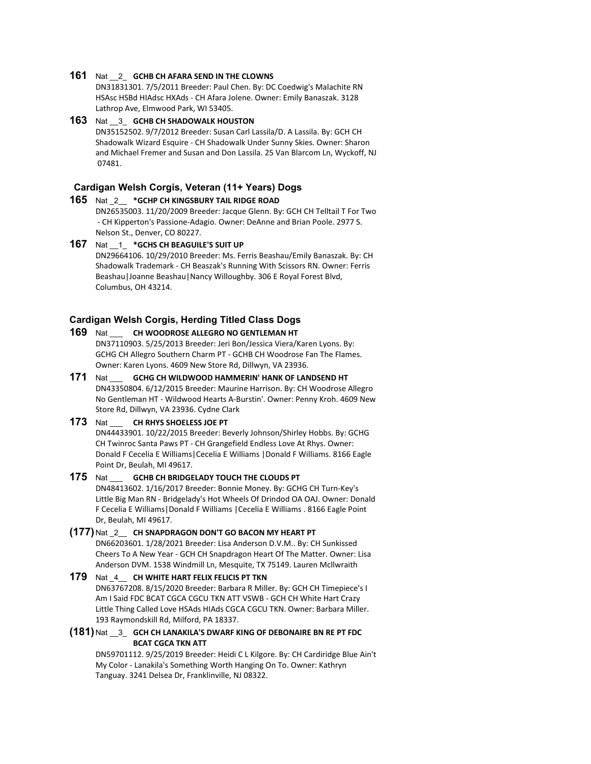**161** Nat __2_ **GCHB CH AFARA SEND IN THE CLOWNS**
DN31831301. 7/5/2011 Breeder: Paul Chen. By: DC Coedwig's Malachite RN HSAsc HSBd HIAdsc HXAds - CH Afara Jolene. Owner: Emily Banaszak. 3128 Lathrop Ave, Elmwood Park, WI 53405.

**163** Nat __3_ **GCHB CH SHADOWALK HOUSTON**
DN35152502. 9/7/2012 Breeder: Susan Carl Lassila/D. A Lassila. By: GCH CH Shadowalk Wizard Esquire - CH Shadowalk Under Sunny Skies. Owner: Sharon and Michael Fremer and Susan and Don Lassila. 25 Van Blarcom Ln, Wyckoff, NJ 07481.

### Cardigan Welsh Corgis, Veteran (11+ Years) Dogs

**165** Nat _2__ ***GCHP CH KINGSBURY TAIL RIDGE ROAD**
DN26535003. 11/20/2009 Breeder: Jacque Glenn. By: GCH CH Telltail T For Two - CH Kipperton's Passione-Adagio. Owner: DeAnne and Brian Poole. 2977 S. Nelson St., Denver, CO 80227.

**167** Nat __1_ ***GCHS CH BEAGUILE'S SUIT UP**
DN29664106. 10/29/2010 Breeder: Ms. Ferris Beashau/Emily Banaszak. By: CH Shadowalk Trademark - CH Beaszak's Running With Scissors RN. Owner: Ferris Beashau|Joanne Beashau|Nancy Willoughby. 306 E Royal Forest Blvd, Columbus, OH 43214.

### Cardigan Welsh Corgis, Herding Titled Class Dogs

**169** Nat ___ **CH WOODROSE ALLEGRO NO GENTLEMAN HT**
DN37110903. 5/25/2013 Breeder: Jeri Bon/Jessica Viera/Karen Lyons. By: GCHG CH Allegro Southern Charm PT - GCHB CH Woodrose Fan The Flames. Owner: Karen Lyons. 4609 New Store Rd, Dillwyn, VA 23936.

**171** Nat ___ **GCHG CH WILDWOOD HAMMERIN' HANK OF LANDSEND HT**
DN43350804. 6/12/2015 Breeder: Maurine Harrison. By: CH Woodrose Allegro No Gentleman HT - Wildwood Hearts A-Burstin'. Owner: Penny Kroh. 4609 New Store Rd, Dillwyn, VA 23936. Cydne Clark

**173** Nat ___ **CH RHYS SHOELESS JOE PT**
DN44433901. 10/22/2015 Breeder: Beverly Johnson/Shirley Hobbs. By: GCHG CH Twinroc Santa Paws PT - CH Grangefield Endless Love At Rhys. Owner: Donald F Cecelia E Williams|Cecelia E Williams |Donald F Williams. 8166 Eagle Point Dr, Beulah, MI 49617.

**175** Nat ___ **GCHB CH BRIDGELADY TOUCH THE CLOUDS PT**
DN48413602. 1/16/2017 Breeder: Bonnie Money. By: GCHG CH Turn-Key's Little Big Man RN - Bridgelady's Hot Wheels Of Drindod OA OAJ. Owner: Donald F Cecelia E Williams|Donald F Williams |Cecelia E Williams . 8166 Eagle Point Dr, Beulah, MI 49617.

**(177)** Nat _2__ **CH SNAPDRAGON DON'T GO BACON MY HEART PT**
DN66203601. 1/28/2021 Breeder: Lisa Anderson D.V.M.. By: CH Sunkissed Cheers To A New Year - GCH CH Snapdragon Heart Of The Matter. Owner: Lisa Anderson DVM. 1538 Windmill Ln, Mesquite, TX 75149. Lauren Mcllwraith

**179** Nat _4__ **CH WHITE HART FELIX FELICIS PT TKN**
DN63767208. 8/15/2020 Breeder: Barbara R Miller. By: GCH CH Timepiece's I Am I Said FDC BCAT CGCA CGCU TKN ATT VSWB - GCH CH White Hart Crazy Little Thing Called Love HSAds HIAds CGCA CGCU TKN. Owner: Barbara Miller. 193 Raymondskill Rd, Milford, PA 18337.

**(181)** Nat __3_ **GCH CH LANAKILA'S DWARF KING OF DEBONAIRE BN RE PT FDC BCAT CGCA TKN ATT**
DN59701112. 9/25/2019 Breeder: Heidi C L Kilgore. By: CH Cardiridge Blue Ain't My Color - Lanakila's Something Worth Hanging On To. Owner: Kathryn Tanguay. 3241 Delsea Dr, Franklinville, NJ 08322.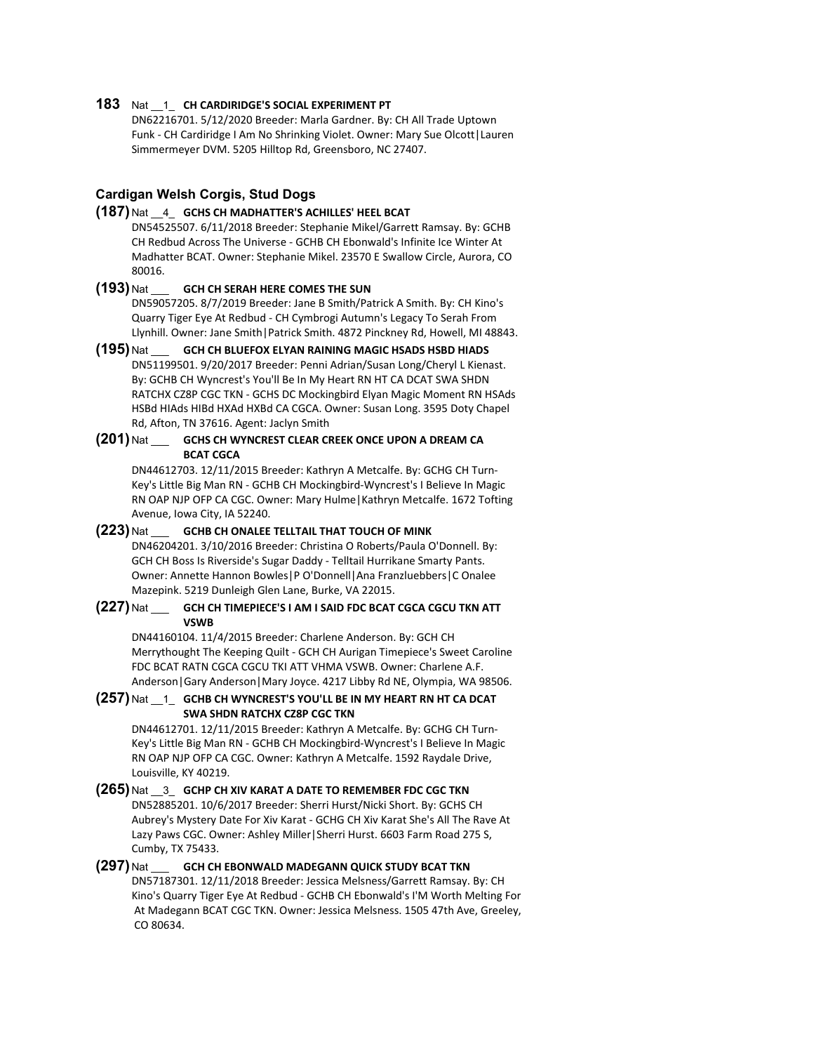**183** Nat __1_ **CH CARDIRIDGE'S SOCIAL EXPERIMENT PT**
DN62216701. 5/12/2020 Breeder: Marla Gardner. By: CH All Trade Uptown Funk - CH Cardiridge I Am No Shrinking Violet. Owner: Mary Sue Olcott|Lauren Simmermeyer DVM. 5205 Hilltop Rd, Greensboro, NC 27407.

### Cardigan Welsh Corgis, Stud Dogs

**(187)** Nat __4_ **GCHS CH MADHATTER'S ACHILLES' HEEL BCAT**
DN54525507. 6/11/2018 Breeder: Stephanie Mikel/Garrett Ramsay. By: GCHB CH Redbud Across The Universe - GCHB CH Ebonwald's Infinite Ice Winter At Madhatter BCAT. Owner: Stephanie Mikel. 23570 E Swallow Circle, Aurora, CO 80016.

**(193)** Nat ___ **GCH CH SERAH HERE COMES THE SUN**
DN59057205. 8/7/2019 Breeder: Jane B Smith/Patrick A Smith. By: CH Kino's Quarry Tiger Eye At Redbud - CH Cymbrogi Autumn's Legacy To Serah From Llynhill. Owner: Jane Smith|Patrick Smith. 4872 Pinckney Rd, Howell, MI 48843.

**(195)** Nat ___ **GCH CH BLUEFOX ELYAN RAINING MAGIC HSADS HSBD HIADS**
DN51199501. 9/20/2017 Breeder: Penni Adrian/Susan Long/Cheryl L Kienast. By: GCHB CH Wyncrest's You'll Be In My Heart RN HT CA DCAT SWA SHDN RATCHX CZ8P CGC TKN - GCHS DC Mockingbird Elyan Magic Moment RN HSAds HSBd HIAds HIBd HXAd HXBd CA CGCA. Owner: Susan Long. 3595 Doty Chapel Rd, Afton, TN 37616. Agent: Jaclyn Smith

**(201)** Nat ___ **GCHS CH WYNCREST CLEAR CREEK ONCE UPON A DREAM CA BCAT CGCA**
DN44612703. 12/11/2015 Breeder: Kathryn A Metcalfe. By: GCHG CH Turn-Key's Little Big Man RN - GCHB CH Mockingbird-Wyncrest's I Believe In Magic RN OAP NJP OFP CA CGC. Owner: Mary Hulme|Kathryn Metcalfe. 1672 Tofting Avenue, Iowa City, IA 52240.

**(223)** Nat ___ **GCHB CH ONALEE TELLTAIL THAT TOUCH OF MINK**
DN46204201. 3/10/2016 Breeder: Christina O Roberts/Paula O'Donnell. By: GCH CH Boss Is Riverside's Sugar Daddy - Telltail Hurrikane Smarty Pants. Owner: Annette Hannon Bowles|P O'Donnell|Ana Franzluebbers|C Onalee Mazepink. 5219 Dunleigh Glen Lane, Burke, VA 22015.

**(227)** Nat ___ **GCH CH TIMEPIECE'S I AM I SAID FDC BCAT CGCA CGCU TKN ATT VSWB**
DN44160104. 11/4/2015 Breeder: Charlene Anderson. By: GCH CH Merrythought The Keeping Quilt - GCH CH Aurigan Timepiece's Sweet Caroline FDC BCAT RATN CGCA CGCU TKI ATT VHMA VSWB. Owner: Charlene A.F. Anderson|Gary Anderson|Mary Joyce. 4217 Libby Rd NE, Olympia, WA 98506.

**(257)** Nat __1_ **GCHB CH WYNCREST'S YOU'LL BE IN MY HEART RN HT CA DCAT SWA SHDN RATCHX CZ8P CGC TKN**
DN44612701. 12/11/2015 Breeder: Kathryn A Metcalfe. By: GCHG CH Turn-Key's Little Big Man RN - GCHB CH Mockingbird-Wyncrest's I Believe In Magic RN OAP NJP OFP CA CGC. Owner: Kathryn A Metcalfe. 1592 Raydale Drive, Louisville, KY 40219.

**(265)** Nat __3_ **GCHP CH XIV KARAT A DATE TO REMEMBER FDC CGC TKN**
DN52885201. 10/6/2017 Breeder: Sherri Hurst/Nicki Short. By: GCHS CH Aubrey's Mystery Date For Xiv Karat - GCHG CH Xiv Karat She's All The Rave At Lazy Paws CGC. Owner: Ashley Miller|Sherri Hurst. 6603 Farm Road 275 S, Cumby, TX 75433.

**(297)** Nat ___ **GCH CH EBONWALD MADEGANN QUICK STUDY BCAT TKN**
DN57187301. 12/11/2018 Breeder: Jessica Melsness/Garrett Ramsay. By: CH Kino's Quarry Tiger Eye At Redbud - GCHB CH Ebonwald's I'M Worth Melting For At Madegann BCAT CGC TKN. Owner: Jessica Melsness. 1505 47th Ave, Greeley, CO 80634.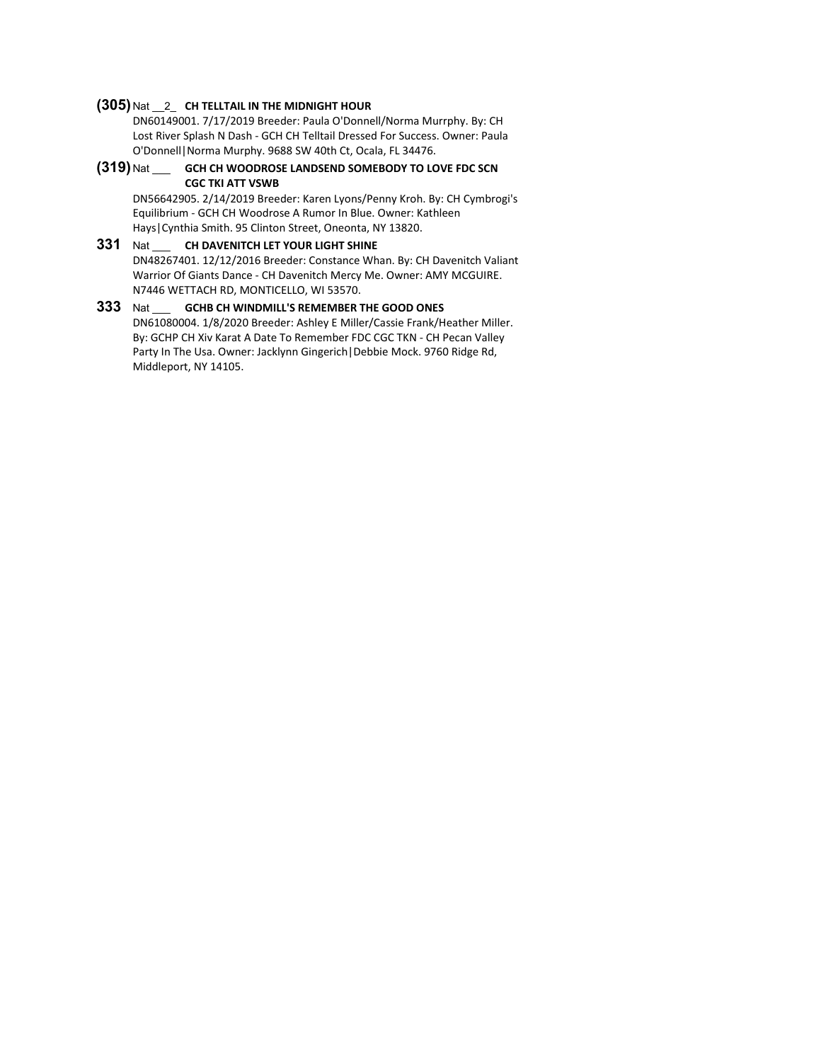**(305)** Nat __2_ **CH TELLTAIL IN THE MIDNIGHT HOUR**
DN60149001. 7/17/2019 Breeder: Paula O'Donnell/Norma Murrphy. By: CH Lost River Splash N Dash - GCH CH Telltail Dressed For Success. Owner: Paula O'Donnell|Norma Murphy. 9688 SW 40th Ct, Ocala, FL 34476.

**(319)** Nat ___ **GCH CH WOODROSE LANDSEND SOMEBODY TO LOVE FDC SCN CGC TKI ATT VSWB**
DN56642905. 2/14/2019 Breeder: Karen Lyons/Penny Kroh. By: CH Cymbrogi's Equilibrium - GCH CH Woodrose A Rumor In Blue. Owner: Kathleen Hays|Cynthia Smith. 95 Clinton Street, Oneonta, NY 13820.

**331** Nat ___ **CH DAVENITCH LET YOUR LIGHT SHINE**
DN48267401. 12/12/2016 Breeder: Constance Whan. By: CH Davenitch Valiant Warrior Of Giants Dance - CH Davenitch Mercy Me. Owner: AMY MCGUIRE. N7446 WETTACH RD, MONTICELLO, WI 53570.

**333** Nat ___ **GCHB CH WINDMILL'S REMEMBER THE GOOD ONES**
DN61080004. 1/8/2020 Breeder: Ashley E Miller/Cassie Frank/Heather Miller. By: GCHP CH Xiv Karat A Date To Remember FDC CGC TKN - CH Pecan Valley Party In The Usa. Owner: Jacklynn Gingerich|Debbie Mock. 9760 Ridge Rd, Middleport, NY 14105.